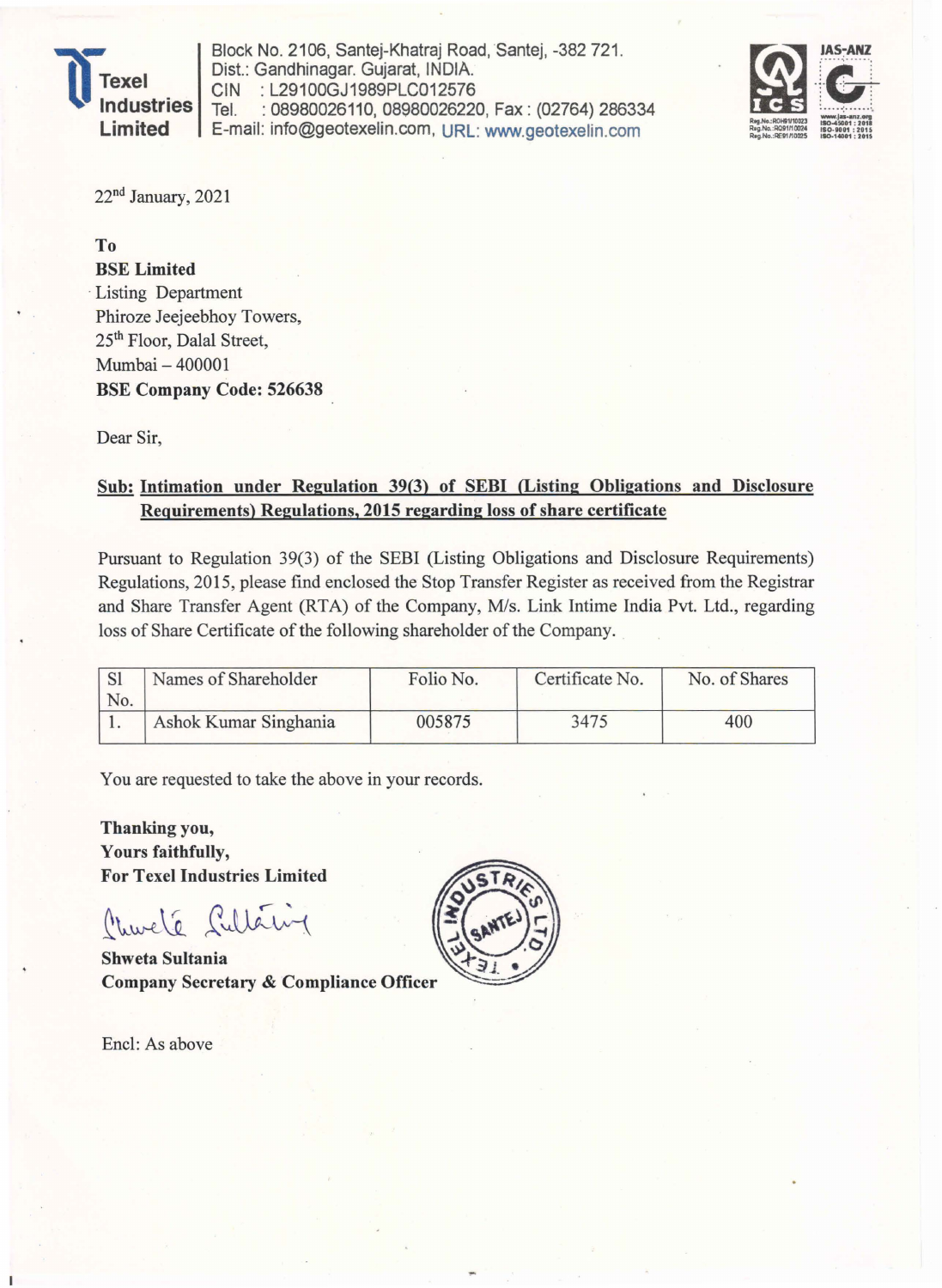**Texel Industries Limited**

Block No. 2106, Santej-Khatraj Road, Santej, -382 721.
Dist.: Gandhinagar. Gujarat, INDIA.
CIN : L29100GJ1989PLC012576
Tel. : 08980026110, 08980026220, Fax : (02764) 286334
E-mail: info@geotexelin.com, URL: www.geotexelin.com

22nd January, 2021

**To**
**BSE Limited**
Listing Department
Phiroze Jeejeebhoy Towers,
25th Floor, Dalal Street,
Mumbai – 400001
**BSE Company Code: 526638**

Dear Sir,

**Sub: Intimation under Regulation 39(3) of SEBI (Listing Obligations and Disclosure Requirements) Regulations, 2015 regarding loss of share certificate**

Pursuant to Regulation 39(3) of the SEBI (Listing Obligations and Disclosure Requirements) Regulations, 2015, please find enclosed the Stop Transfer Register as received from the Registrar and Share Transfer Agent (RTA) of the Company, M/s. Link Intime India Pvt. Ltd., regarding loss of Share Certificate of the following shareholder of the Company.

| Sl No. | Names of Shareholder | Folio No. | Certificate No. | No. of Shares |
|---|---|---|---|---|
| 1. | Ashok Kumar Singhania | 005875 | 3475 | 400 |

You are requested to take the above in your records.

**Thanking you,**
**Yours faithfully,**
**For Texel Industries Limited**

**Shweta Sultania**
**Company Secretary & Compliance Officer**

Encl: As above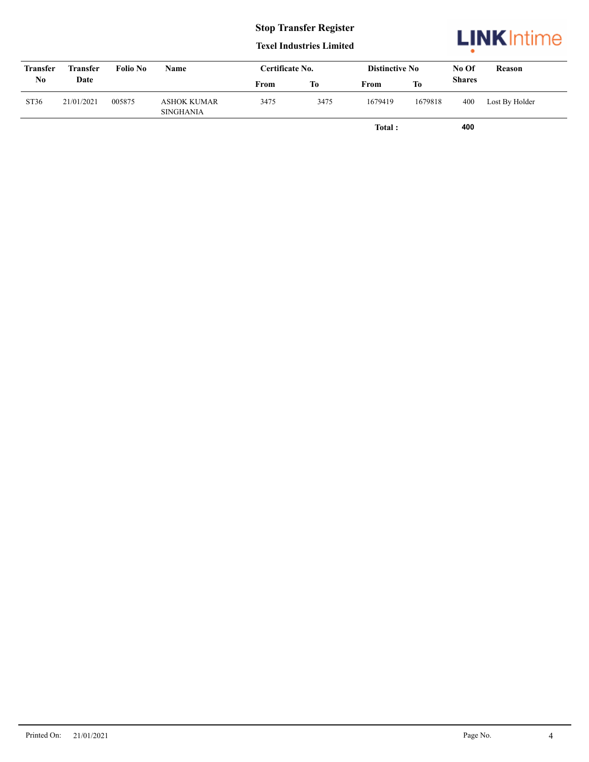# Stop Transfer Register

## Texel Industries Limited

| Transfer No | Transfer Date | Folio No | Name | Certificate No. | | Distinctive No | | No Of Shares | Reason |
|---|---|---|---|---|---|---|---|---|---|
| | | | | From | To | From | To | | |
| ST36 | 21/01/2021 | 005875 | ASHOK KUMAR SINGHANIA | 3475 | 3475 | 1679419 | 1679818 | 400 | Lost By Holder |
| | | | | | | Total : | | 400 | |

Printed On: 21/01/2021